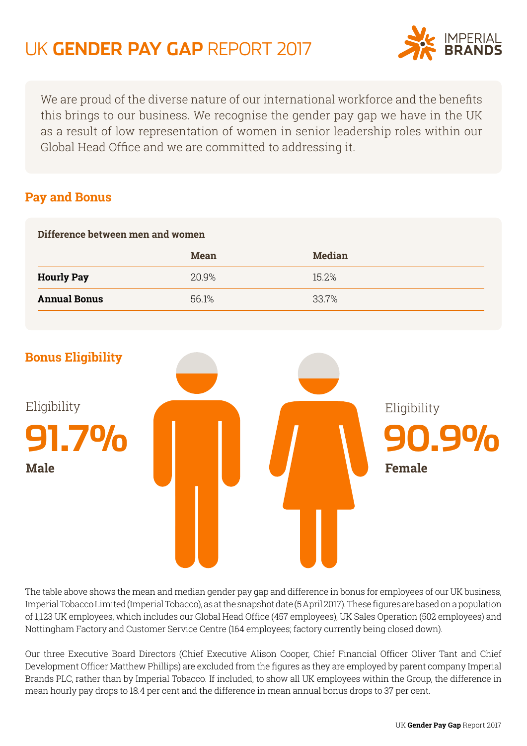# UK **GENDER PAY GAP** REPORT 2017

IMPERIAL BRANDS

We are proud of the diverse nature of our international workforce and the benefits this brings to our business. We recognise the gender pay gap we have in the UK as a result of low representation of women in senior leadership roles within our Global Head Office and we are committed to addressing it.

## Pay and Bonus

**Difference between men and women**

| | Mean | Median |
|---|---|---|
| **Hourly Pay** | 20.9% | 15.2% |
| **Annual Bonus** | 56.1% | 33.7% |

## Bonus Eligibility

Eligibility

**91.7%**

**Male**

Eligibility

**90.9%**

**Female**

The table above shows the mean and median gender pay gap and difference in bonus for employees of our UK business, Imperial Tobacco Limited (Imperial Tobacco), as at the snapshot date (5 April 2017). These figures are based on a population of 1,123 UK employees, which includes our Global Head Office (457 employees), UK Sales Operation (502 employees) and Nottingham Factory and Customer Service Centre (164 employees; factory currently being closed down).

Our three Executive Board Directors (Chief Executive Alison Cooper, Chief Financial Officer Oliver Tant and Chief Development Officer Matthew Phillips) are excluded from the figures as they are employed by parent company Imperial Brands PLC, rather than by Imperial Tobacco. If included, to show all UK employees within the Group, the difference in mean hourly pay drops to 18.4 per cent and the difference in mean annual bonus drops to 37 per cent.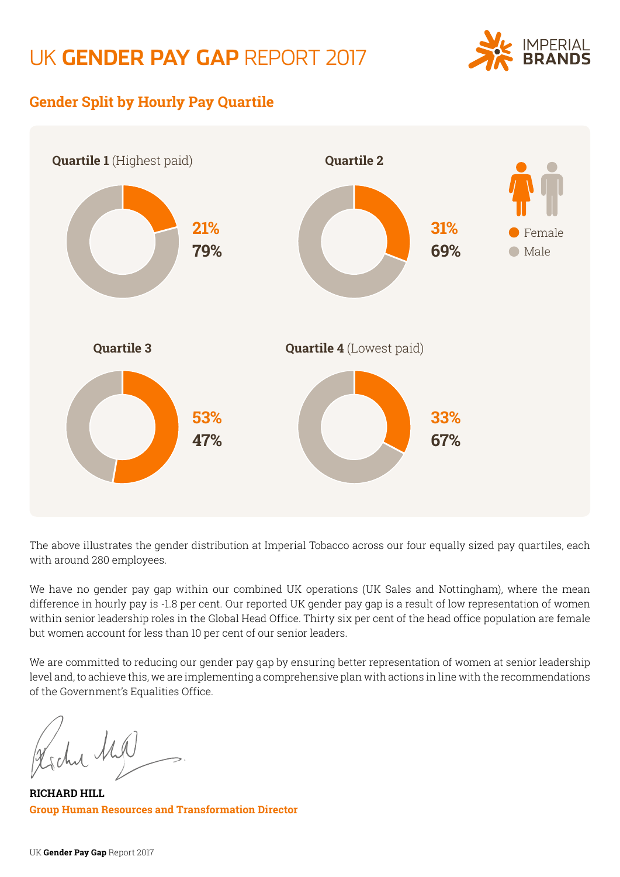# UK **GENDER PAY GAP** REPORT 2017

IMPERIAL BRANDS

## Gender Split by Hourly Pay Quartile

**Quartile 1** (Highest paid)
21%
79%

**Quartile 2**
31%
69%

Female
Male

**Quartile 3**
53%
47%

**Quartile 4** (Lowest paid)
33%
67%

The above illustrates the gender distribution at Imperial Tobacco across our four equally sized pay quartiles, each with around 280 employees.

We have no gender pay gap within our combined UK operations (UK Sales and Nottingham), where the mean difference in hourly pay is -1.8 per cent. Our reported UK gender pay gap is a result of low representation of women within senior leadership roles in the Global Head Office. Thirty six per cent of the head office population are female but women account for less than 10 per cent of our senior leaders.

We are committed to reducing our gender pay gap by ensuring better representation of women at senior leadership level and, to achieve this, we are implementing a comprehensive plan with actions in line with the recommendations of the Government's Equalities Office.

**RICHARD HILL**
**Group Human Resources and Transformation Director**